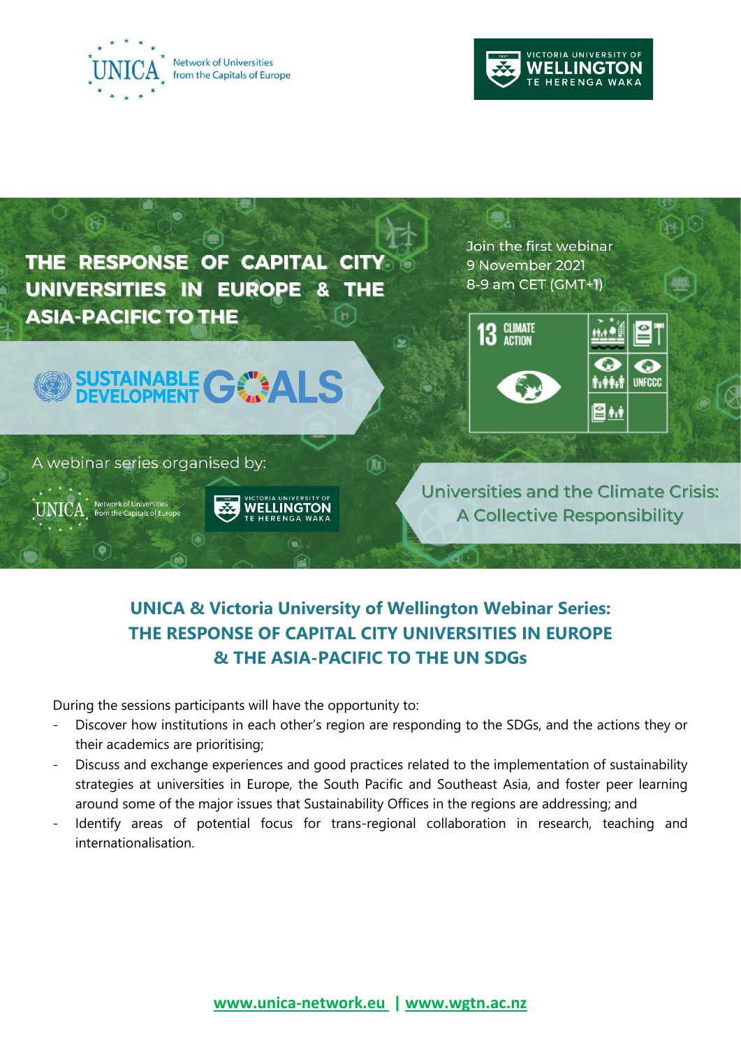Network of Universities from the Capitals of Europe

VICTORIA UNIVERSITY OF WELLINGTON TE HERENGA WAKA

THE RESPONSE OF CAPITAL CITY UNIVERSITIES IN EUROPE & THE ASIA-PACIFIC TO THE SUSTAINABLE DEVELOPMENT GOALS

Join the first webinar
9 November 2021
8-9 am CET (GMT+1)

13 CLIMATE ACTION

A webinar series organised by:

Universities and the Climate Crisis: A Collective Responsibility

## UNICA & Victoria University of Wellington Webinar Series: THE RESPONSE OF CAPITAL CITY UNIVERSITIES IN EUROPE & THE ASIA-PACIFIC TO THE UN SDGs

During the sessions participants will have the opportunity to:

- Discover how institutions in each other's region are responding to the SDGs, and the actions they or their academics are prioritising;
- Discuss and exchange experiences and good practices related to the implementation of sustainability strategies at universities in Europe, the South Pacific and Southeast Asia, and foster peer learning around some of the major issues that Sustainability Offices in the regions are addressing; and
- Identify areas of potential focus for trans-regional collaboration in research, teaching and internationalisation.

**www.unica-network.eu | www.wgtn.ac.nz**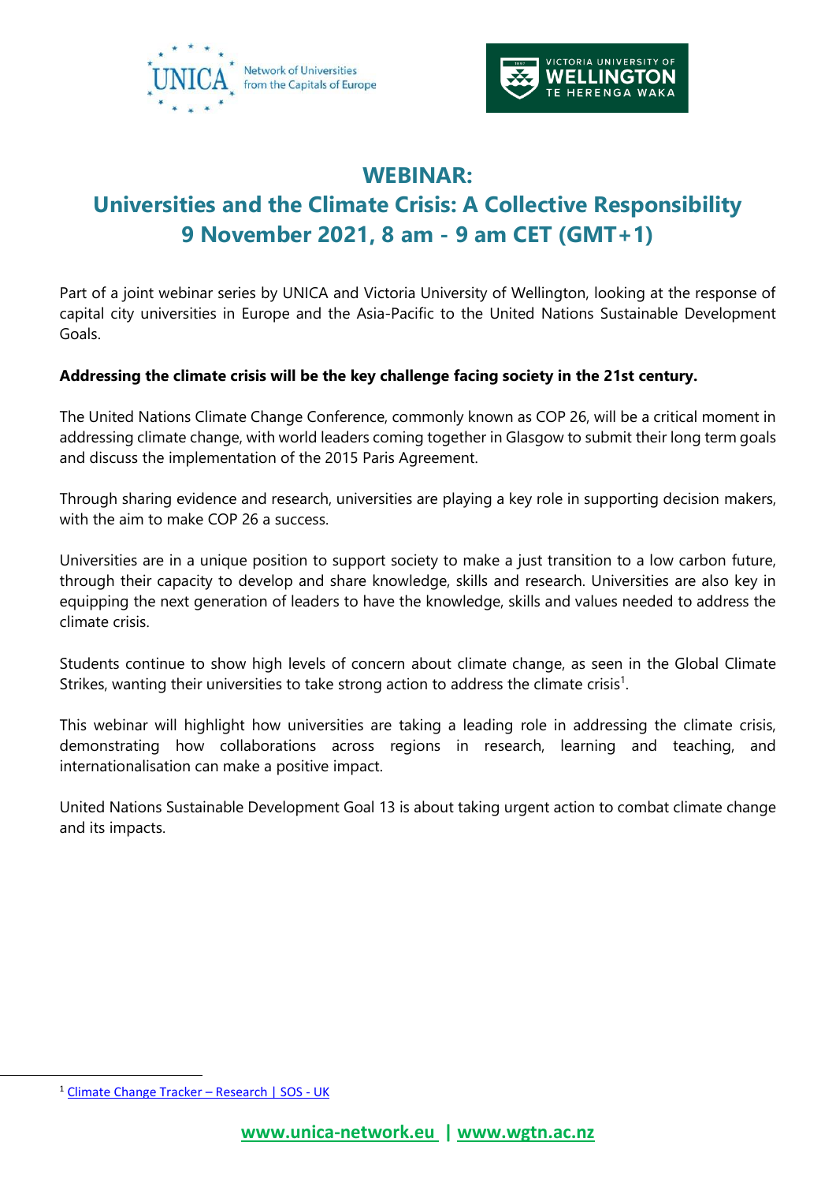# WEBINAR:
# Universities and the Climate Crisis: A Collective Responsibility
# 9 November 2021, 8 am - 9 am CET (GMT+1)

Part of a joint webinar series by UNICA and Victoria University of Wellington, looking at the response of capital city universities in Europe and the Asia-Pacific to the United Nations Sustainable Development Goals.

**Addressing the climate crisis will be the key challenge facing society in the 21st century.**

The United Nations Climate Change Conference, commonly known as COP 26, will be a critical moment in addressing climate change, with world leaders coming together in Glasgow to submit their long term goals and discuss the implementation of the 2015 Paris Agreement.

Through sharing evidence and research, universities are playing a key role in supporting decision makers, with the aim to make COP 26 a success.

Universities are in a unique position to support society to make a just transition to a low carbon future, through their capacity to develop and share knowledge, skills and research. Universities are also key in equipping the next generation of leaders to have the knowledge, skills and values needed to address the climate crisis.

Students continue to show high levels of concern about climate change, as seen in the Global Climate Strikes, wanting their universities to take strong action to address the climate crisis[1].

This webinar will highlight how universities are taking a leading role in addressing the climate crisis, demonstrating how collaborations across regions in research, learning and teaching, and internationalisation can make a positive impact.

United Nations Sustainable Development Goal 13 is about taking urgent action to combat climate change and its impacts.

[1] Climate Change Tracker – Research | SOS - UK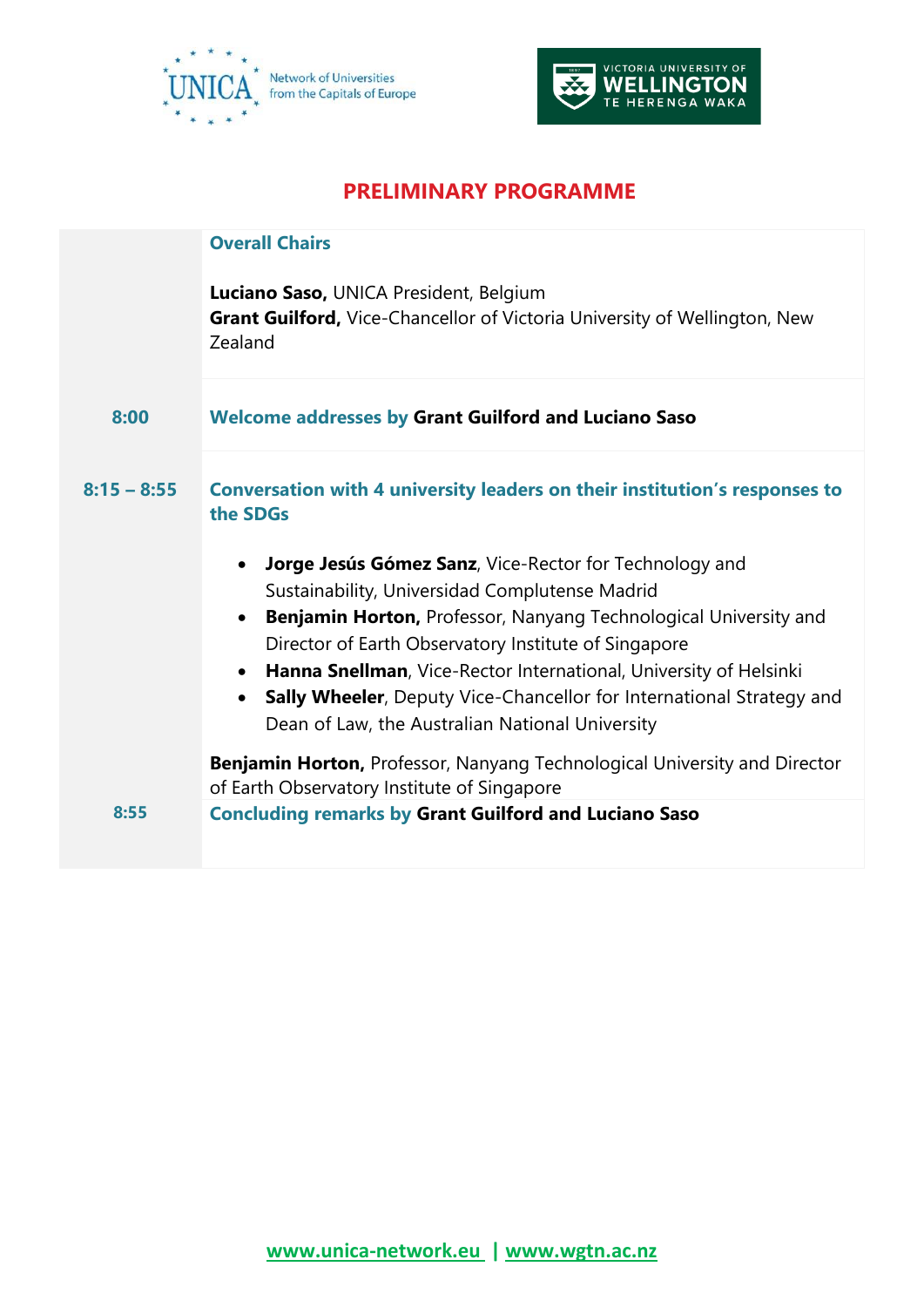## PRELIMINARY PROGRAMME

| | |
|---|---|
| | **Overall Chairs**<br><br>**Luciano Saso,** UNICA President, Belgium<br>**Grant Guilford,** Vice-Chancellor of Victoria University of Wellington, New Zealand |
| **8:00** | **Welcome addresses by Grant Guilford and Luciano Saso** |
| **8:15 – 8:55** | **Conversation with 4 university leaders on their institution's responses to the SDGs**<br><br>• **Jorge Jesús Gómez Sanz**, Vice-Rector for Technology and Sustainability, Universidad Complutense Madrid<br>• **Benjamin Horton,** Professor, Nanyang Technological University and Director of Earth Observatory Institute of Singapore<br>• **Hanna Snellman**, Vice-Rector International, University of Helsinki<br>• **Sally Wheeler**, Deputy Vice-Chancellor for International Strategy and Dean of Law, the Australian National University<br><br>**Benjamin Horton,** Professor, Nanyang Technological University and Director of Earth Observatory Institute of Singapore |
| **8:55** | **Concluding remarks by Grant Guilford and Luciano Saso** |

www.unica-network.eu | www.wgtn.ac.nz